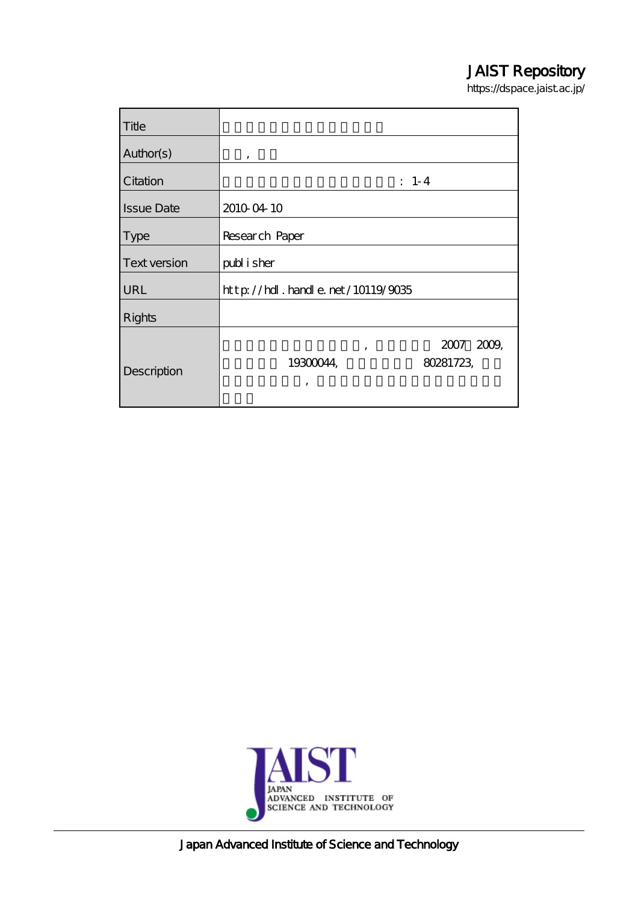JAIST Repository

https://dspace.jaist.ac.jp/

| Title | |
|---|---|
| Author(s) | , |
| Citation | : 1-4 |
| Issue Date | 2010-04-10 |
| Type | Research Paper |
| Text version | publisher |
| URL | http://hdl.handle.net/10119/9035 |
| Rights | |
| Description | , 2007 2009, 19300044, 80281723, , |

Japan Advanced Institute of Science and Technology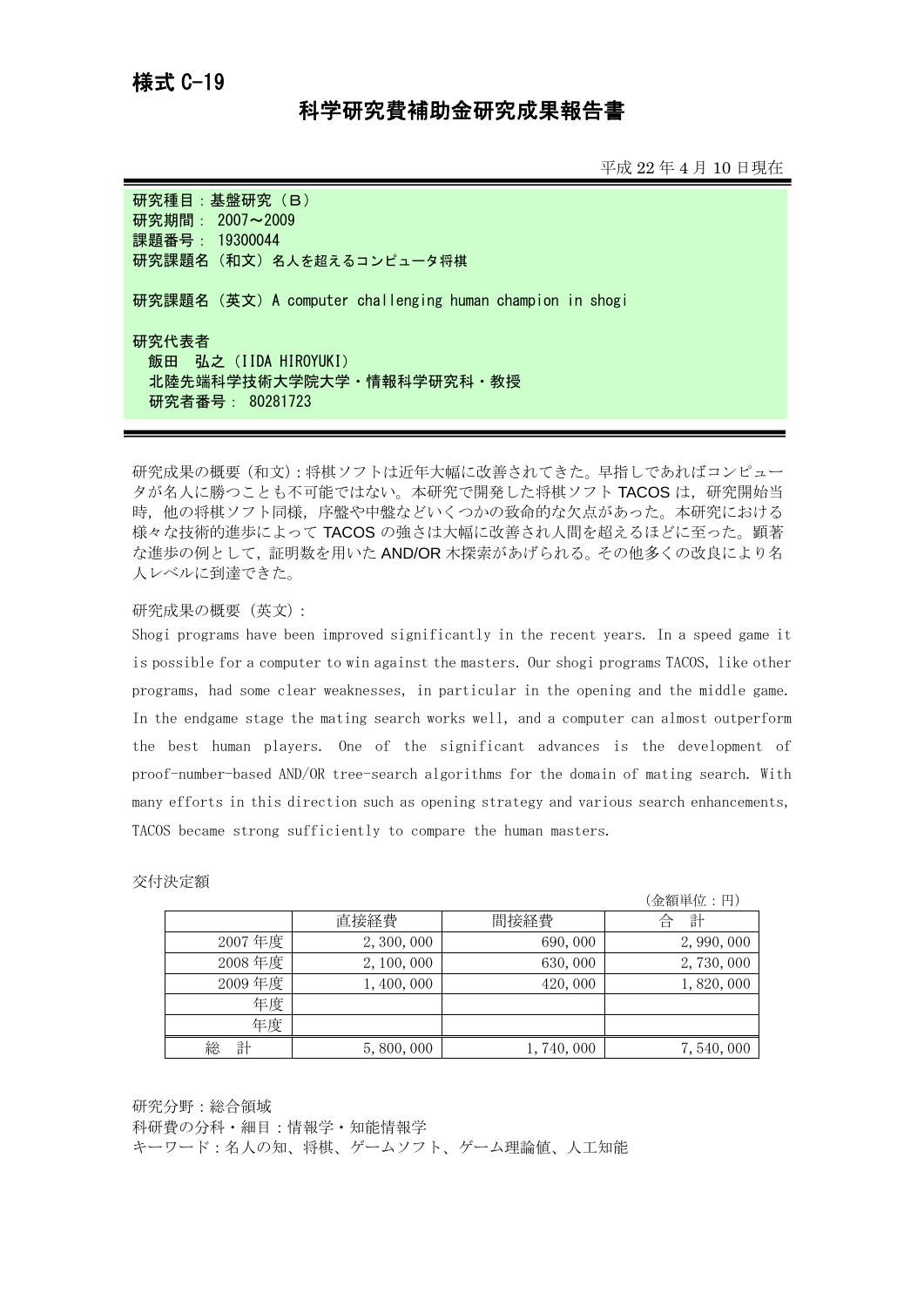様式 C-19

# 科学研究費補助金研究成果報告書

平成 22 年 4 月 10 日現在

**研究種目：基盤研究（Ｂ）**
**研究期間： 2007～2009**
**課題番号： 19300044**
**研究課題名（和文）名人を超えるコンピュータ将棋**

**研究課題名（英文）A computer challenging human champion in shogi**

**研究代表者**
**飯田　弘之（IIDA HIROYUKI）**
**北陸先端科学技術大学院大学・情報科学研究科・教授**
**研究者番号： 80281723**

研究成果の概要（和文）：将棋ソフトは近年大幅に改善されてきた。早指しであればコンピュータが名人に勝つことも不可能ではない。本研究で開発した将棋ソフト TACOS は，研究開始当時，他の将棋ソフト同様，序盤や中盤などいくつかの致命的な欠点があった。本研究における様々な技術的進歩によって TACOS の強さは大幅に改善され人間を超えるほどに至った。顕著な進歩の例として，証明数を用いた AND/OR 木探索があげられる。その他多くの改良により名人レベルに到達できた。

研究成果の概要（英文）：
Shogi programs have been improved significantly in the recent years. In a speed game it is possible for a computer to win against the masters. Our shogi programs TACOS, like other programs, had some clear weaknesses, in particular in the opening and the middle game. In the endgame stage the mating search works well, and a computer can almost outperform the best human players. One of the significant advances is the development of proof-number-based AND/OR tree-search algorithms for the domain of mating search. With many efforts in this direction such as opening strategy and various search enhancements, TACOS became strong sufficiently to compare the human masters.

交付決定額

（金額単位：円）

| | 直接経費 | 間接経費 | 合　計 |
|---|---|---|---|
| 2007 年度 | 2,300,000 | 690,000 | 2,990,000 |
| 2008 年度 | 2,100,000 | 630,000 | 2,730,000 |
| 2009 年度 | 1,400,000 | 420,000 | 1,820,000 |
| 年度 | | | |
| 年度 | | | |
| 総　計 | 5,800,000 | 1,740,000 | 7,540,000 |

研究分野：総合領域
科研費の分科・細目：情報学・知能情報学
キーワード：名人の知、将棋、ゲームソフト、ゲーム理論値、人工知能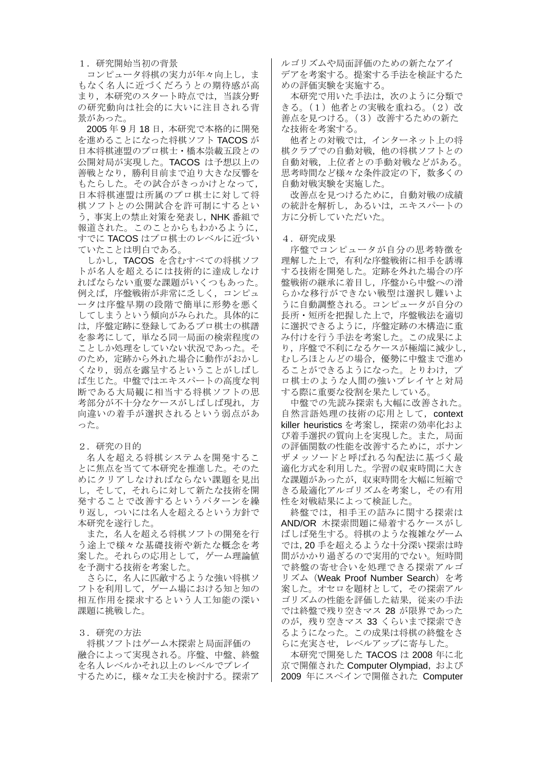## １．研究開始当初の背景

コンピュータ将棋の実力が年々向上し，まもなく名人に近づくだろうとの期待感が高まり，本研究のスタート時点では，当該分野の研究動向は社会的に大いに注目される背景があった。

2005 年 9 月 18 日，本研究で本格的に開発を進めることになった将棋ソフト TACOS が日本将棋連盟のプロ棋士・橋本崇載五段との公開対局が実現した。TACOS は予想以上の善戦となり，勝利目前まで迫り大きな反響をもたらした。その試合がきっかけとなって，日本将棋連盟は所属のプロ棋士に対して将棋ソフトとの公開試合を許可制にするという，事実上の禁止対策を発表し，NHK 番組で報道された。このことからもわかるように，すでに TACOS はプロ棋士のレベルに近づいていたことは明白である。

しかし，TACOS を含むすべての将棋ソフトが名人を超えるには技術的に達成しなければならない重要な課題がいくつもあった。例えば，序盤戦術が非常に乏しく，コンピュータは序盤早期の段階で簡単に形勢を悪くしてしまうという傾向がみられた。具体的には，序盤定跡に登録してあるプロ棋士の棋譜を参考にして，単なる同一局面の検索程度のことしか処理をしていない状況であった。そのため，定跡から外れた場合に動作がおかしくなり，弱点を露呈するということがしばしば生じた。中盤ではエキスパートの高度な判断である大局観に相当する将棋ソフトの思考部分が不十分なケースがしばしば現れ，方向違いの着手が選択されるという弱点があった。

## ２．研究の目的

名人を超える将棋システムを開発することに焦点を当てて本研究を推進した。そのためにクリアしなければならない課題を見出し，そして，それらに対して新たな技術を開発することで改善するというパターンを繰り返し，ついには名人を超えるという方針で本研究を遂行した。

また，名人を超える将棋ソフトの開発を行う途上で様々な基礎技術や新たな概念を考案した。それらの応用として，ゲーム理論値を予測する技術を考案した。

さらに，名人に匹敵するような強い将棋ソフトを利用して，ゲーム場における知と知の相互作用を探求するという人工知能の深い課題に挑戦した。

## ３．研究の方法

将棋ソフトはゲーム木探索と局面評価の融合によって実現される。序盤、中盤、終盤を名人レベルかそれ以上のレベルでプレイするために，様々な工夫を検討する。探索アルゴリズムや局面評価のための新たなアイデアを考案する。提案する手法を検証するための評価実験を実施する。

本研究で用いた手法は，次のように分類できる。（1）他者との実戦を重ねる。（2）改善点を見つける。（3）改善するための新たな技術を考案する。

他者との対戦では，インターネット上の将棋クラブでの自動対戦，他の将棋ソフトとの自動対戦，上位者との手動対戦などがある。思考時間など様々な条件設定の下，数多くの自動対戦実験を実施した。

改善点を見つけるために，自動対戦の成績の統計を解析し，あるいは，エキスパートの方に分析していただいた。

## ４．研究成果

序盤でコンピュータが自分の思考特徴を理解した上で，有利な序盤戦術に相手を誘導する技術を開発した。定跡を外れた場合の序盤戦術の継承に着目し，序盤から中盤への滑らかな移行ができない戦型は選択し難いように自動調整される。コンピュータが自分の長所・短所を把握した上で，序盤戦法を適切に選択できるように，序盤定跡の木構造に重み付けを行う手法を考案した。この成果により，序盤で不利になるケースが極端に減少し，むしろほとんどの場合，優勢に中盤まで進めることができるようになった。とりわけ，プロ棋士のような人間の強いプレイヤと対局する際に重要な役割を果たしている。

中盤での先読み探索も大幅に改善された。自然言語処理の技術の応用として，context killer heuristics を考案し，探索の効率化および着手選択の質向上を実現した。また，局面の評価関数の性能を改善するために，ボナンザメッソードと呼ばれる勾配法に基づく最適化方式を利用した。学習の収束時間に大きな課題があったが，収束時間を大幅に短縮できる最適化アルゴリズムを考案し，その有用性を対戦結果によって検証した。

終盤では，相手王の詰みに関する探索は AND/OR 木探索問題に帰着するケースがしばしば発生する。将棋のような複雑なゲームでは, 20 手を超えるような十分深い探索は時間がかかり過ぎるので実用的でない。短時間で終盤の寄せ合いを処理できる探索アルゴリズム（Weak Proof Number Search）を考案した。オセロを題材として，その探索アルゴリズムの性能を評価した結果，従来の手法では終盤で残り空きマス 28 が限界であったのが，残り空きマス 33 くらいまで探索できるようになった。この成果は将棋の終盤をさらに充実させ，レベルアップに寄与した。

本研究で開発した TACOS は 2008 年に北京で開催された Computer Olympiad，および 2009 年にスペインで開催された Computer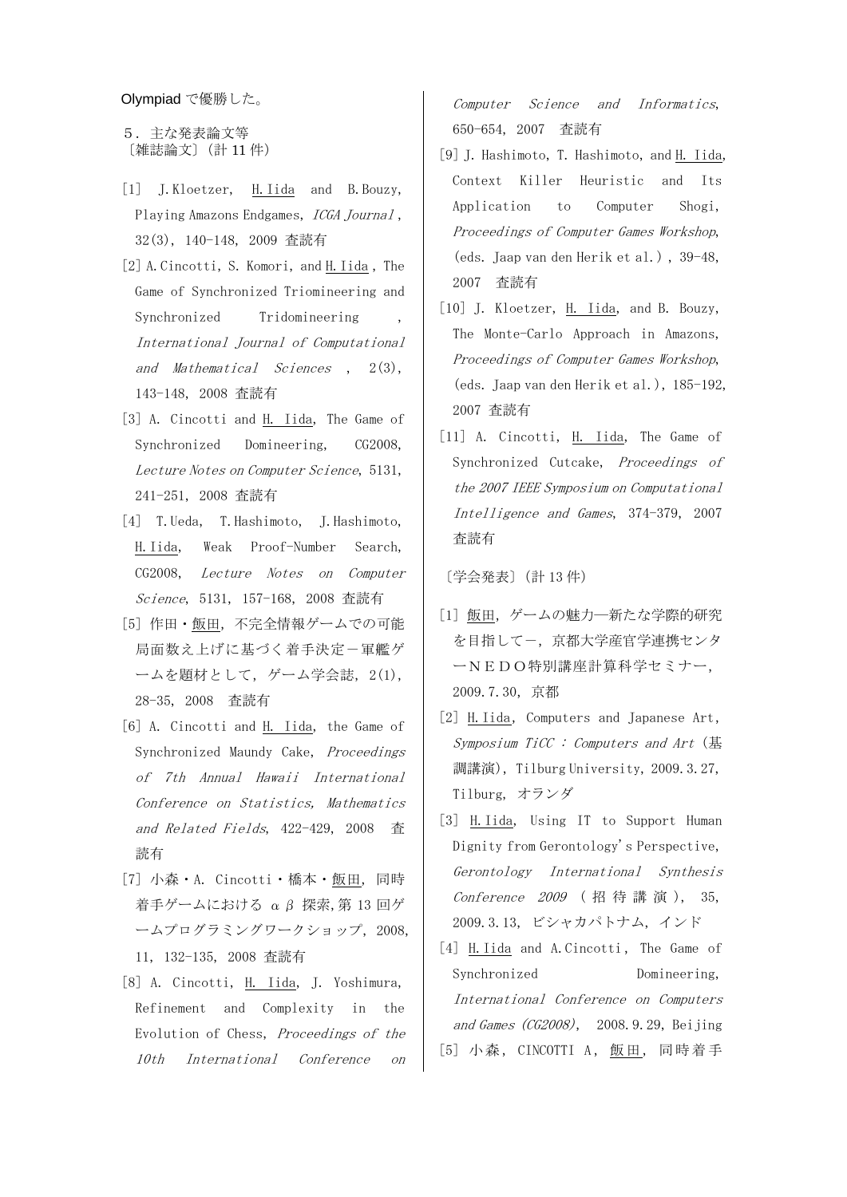Olympiad で優勝した。

５．主な発表論文等

〔雑誌論文〕（計 11 件）

[1] J.Kloetzer, H.Iida and B.Bouzy, Playing Amazons Endgames, *ICGA Journal*, 32(3), 140-148, 2009 査読有

[2] A.Cincotti, S. Komori, and H.Iida , The Game of Synchronized Triomineering and Synchronized Tridomineering , *International Journal of Computational and Mathematical Sciences* , 2(3), 143-148, 2008 査読有

[3] A. Cincotti and H. Iida, The Game of Synchronized Domineering, CG2008, *Lecture Notes on Computer Science*, 5131, 241-251, 2008 査読有

[4] T.Ueda, T.Hashimoto, J.Hashimoto, H.Iida, Weak Proof-Number Search, CG2008, *Lecture Notes on Computer Science*, 5131, 157-168, 2008 査読有

[5] 作田・飯田，不完全情報ゲームでの可能局面数え上げに基づく着手決定－軍艦ゲームを題材として，ゲーム学会誌，2(1), 28-35, 2008 査読有

[6] A. Cincotti and H. Iida, the Game of Synchronized Maundy Cake, *Proceedings of 7th Annual Hawaii International Conference on Statistics, Mathematics and Related Fields*, 422-429, 2008 査読有

[7] 小森・A. Cincotti・橋本・飯田，同時着手ゲームにおける αβ 探索,第 13 回ゲームプログラミングワークショップ，2008, 11, 132-135, 2008 査読有

[8] A. Cincotti, H. Iida, J. Yoshimura, Refinement and Complexity in the Evolution of Chess, *Proceedings of the 10th International Conference on Computer Science and Informatics*, 650-654, 2007 査読有

[9] J. Hashimoto, T. Hashimoto, and H. Iida, Context Killer Heuristic and Its Application to Computer Shogi, *Proceedings of Computer Games Workshop*, (eds. Jaap van den Herik et al.) , 39-48, 2007 査読有

[10] J. Kloetzer, H. Iida, and B. Bouzy, The Monte-Carlo Approach in Amazons, *Proceedings of Computer Games Workshop*, (eds. Jaap van den Herik et al.), 185-192, 2007 査読有

[11] A. Cincotti, H. Iida, The Game of Synchronized Cutcake, *Proceedings of the 2007 IEEE Symposium on Computational Intelligence and Games*, 374-379, 2007 査読有

〔学会発表〕（計 13 件）

[1] 飯田，ゲームの魅力―新たな学際的研究を目指して－，京都大学産官学連携センターＮＥＤＯ特別講座計算科学セミナー，2009.7.30, 京都

[2] H.Iida, Computers and Japanese Art, *Symposium TiCC： Computers and Art* (基調講演), Tilburg University, 2009.3.27, Tilburg, オランダ

[3] H.Iida, Using IT to Support Human Dignity from Gerontology's Perspective, *Gerontology International Synthesis Conference 2009* (招待講演), 35, 2009.3.13, ビシャカパトナム, インド

[4] H.Iida and A.Cincotti, The Game of Synchronized Domineering, *International Conference on Computers and Games (CG2008)*, 2008.9.29, Beijing

[5] 小森, CINCOTTI A, 飯田, 同時着手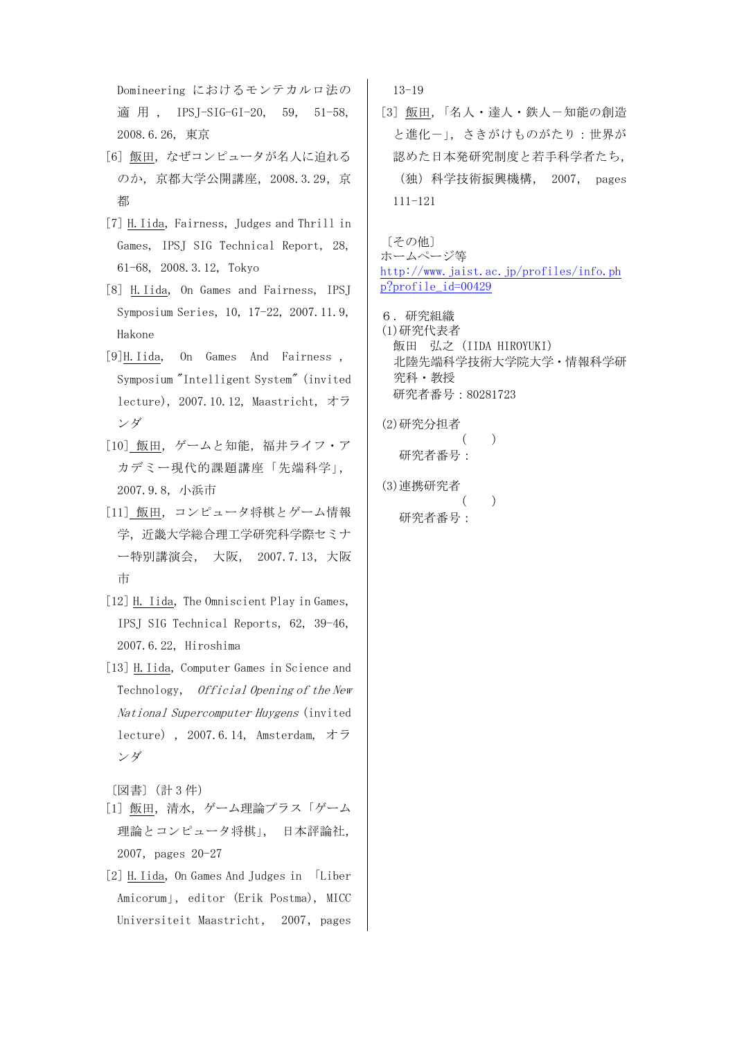Domineering におけるモンテカルロ法の適用，IPSJ-SIG-GI-20，59，51-58，2008.6.26，東京

[6] 飯田，なぜコンピュータが名人に迫れるのか，京都大学公開講座，2008.3.29，京都

[7] H.Iida, Fairness, Judges and Thrill in Games, IPSJ SIG Technical Report, 28, 61-68, 2008.3.12, Tokyo

[8] H.Iida, On Games and Fairness, IPSJ Symposium Series, 10, 17-22, 2007.11.9, Hakone

[9] H.Iida, On Games And Fairness, Symposium "Intelligent System" (invited lecture), 2007.10.12, Maastricht, オランダ

[10] 飯田，ゲームと知能，福井ライフ・アカデミー現代的課題講座「先端科学」，2007.9.8，小浜市

[11] 飯田，コンピュータ将棋とゲーム情報学，近畿大学総合理工学研究科学際セミナー特別講演会，大阪，2007.7.13，大阪市

[12] H. Iida, The Omniscient Play in Games, IPSJ SIG Technical Reports, 62, 39-46, 2007.6.22, Hiroshima

[13] H.Iida, Computer Games in Science and Technology, *Official Opening of the New National Supercomputer Huygens* (invited lecture), 2007.6.14, Amsterdam, オランダ

〔図書〕(計 3 件)

[1] 飯田，清水，ゲーム理論プラス「ゲーム理論とコンピュータ将棋」，日本評論社，2007，pages 20-27

[2] H.Iida, On Games And Judges in 「Liber Amicorum」, editor (Erik Postma), MICC Universiteit Maastricht, 2007, pages 13-19

[3] 飯田，「名人・達人・鉄人－知能の創造と進化－」，さきがけものがたり：世界が認めた日本発研究制度と若手科学者たち，（独）科学技術振興機構，2007，pages 111-121

〔その他〕
ホームページ等
http://www.jaist.ac.jp/profiles/info.php?profile_id=00429

6．研究組織

(1)研究代表者
飯田 弘之（IIDA HIROYUKI）
北陸先端科学技術大学院大学・情報科学研究科・教授
研究者番号：80281723

(2)研究分担者
（ ）
研究者番号：

(3)連携研究者
（ ）
研究者番号：